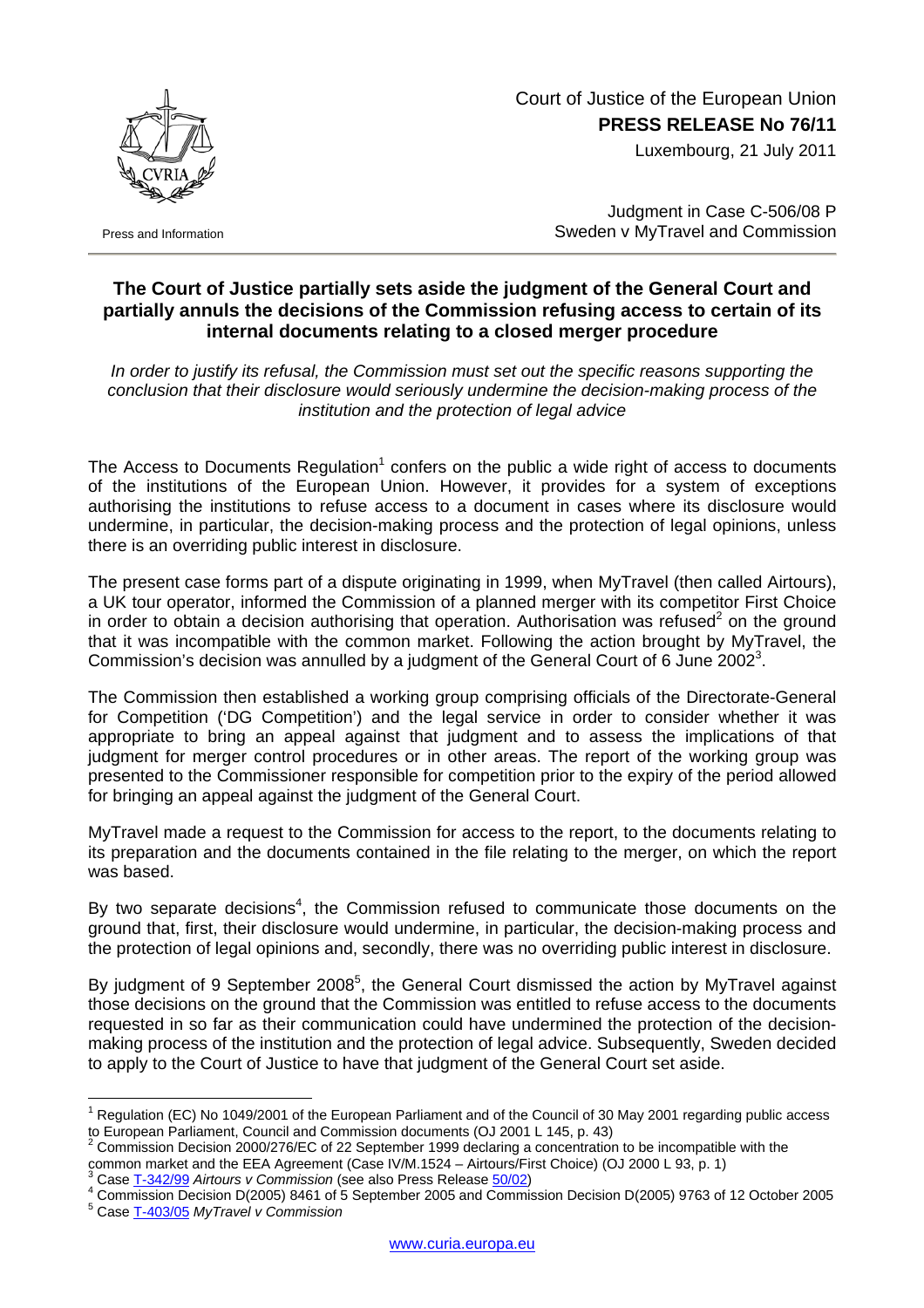Court of Justice of the European Union
**PRESS RELEASE No 76/11**
Luxembourg, 21 July 2011

Press and Information

Judgment in Case C-506/08 P
Sweden v MyTravel and Commission

## The Court of Justice partially sets aside the judgment of the General Court and partially annuls the decisions of the Commission refusing access to certain of its internal documents relating to a closed merger procedure

*In order to justify its refusal, the Commission must set out the specific reasons supporting the conclusion that their disclosure would seriously undermine the decision-making process of the institution and the protection of legal advice*

The Access to Documents Regulation[1] confers on the public a wide right of access to documents of the institutions of the European Union. However, it provides for a system of exceptions authorising the institutions to refuse access to a document in cases where its disclosure would undermine, in particular, the decision-making process and the protection of legal opinions, unless there is an overriding public interest in disclosure.

The present case forms part of a dispute originating in 1999, when MyTravel (then called Airtours), a UK tour operator, informed the Commission of a planned merger with its competitor First Choice in order to obtain a decision authorising that operation. Authorisation was refused[2] on the ground that it was incompatible with the common market. Following the action brought by MyTravel, the Commission's decision was annulled by a judgment of the General Court of 6 June 2002[3].

The Commission then established a working group comprising officials of the Directorate-General for Competition ('DG Competition') and the legal service in order to consider whether it was appropriate to bring an appeal against that judgment and to assess the implications of that judgment for merger control procedures or in other areas. The report of the working group was presented to the Commissioner responsible for competition prior to the expiry of the period allowed for bringing an appeal against the judgment of the General Court.

MyTravel made a request to the Commission for access to the report, to the documents relating to its preparation and the documents contained in the file relating to the merger, on which the report was based.

By two separate decisions[4], the Commission refused to communicate those documents on the ground that, first, their disclosure would undermine, in particular, the decision-making process and the protection of legal opinions and, secondly, there was no overriding public interest in disclosure.

By judgment of 9 September 2008[5], the General Court dismissed the action by MyTravel against those decisions on the ground that the Commission was entitled to refuse access to the documents requested in so far as their communication could have undermined the protection of the decision-making process of the institution and the protection of legal advice. Subsequently, Sweden decided to apply to the Court of Justice to have that judgment of the General Court set aside.

---

[1] Regulation (EC) No 1049/2001 of the European Parliament and of the Council of 30 May 2001 regarding public access to European Parliament, Council and Commission documents (OJ 2001 L 145, p. 43)
[2] Commission Decision 2000/276/EC of 22 September 1999 declaring a concentration to be incompatible with the common market and the EEA Agreement (Case IV/M.1524 – Airtours/First Choice) (OJ 2000 L 93, p. 1)
[3] Case T-342/99 *Airtours v Commission* (see also Press Release 50/02)
[4] Commission Decision D(2005) 8461 of 5 September 2005 and Commission Decision D(2005) 9763 of 12 October 2005
[5] Case T-403/05 *MyTravel v Commission*

www.curia.europa.eu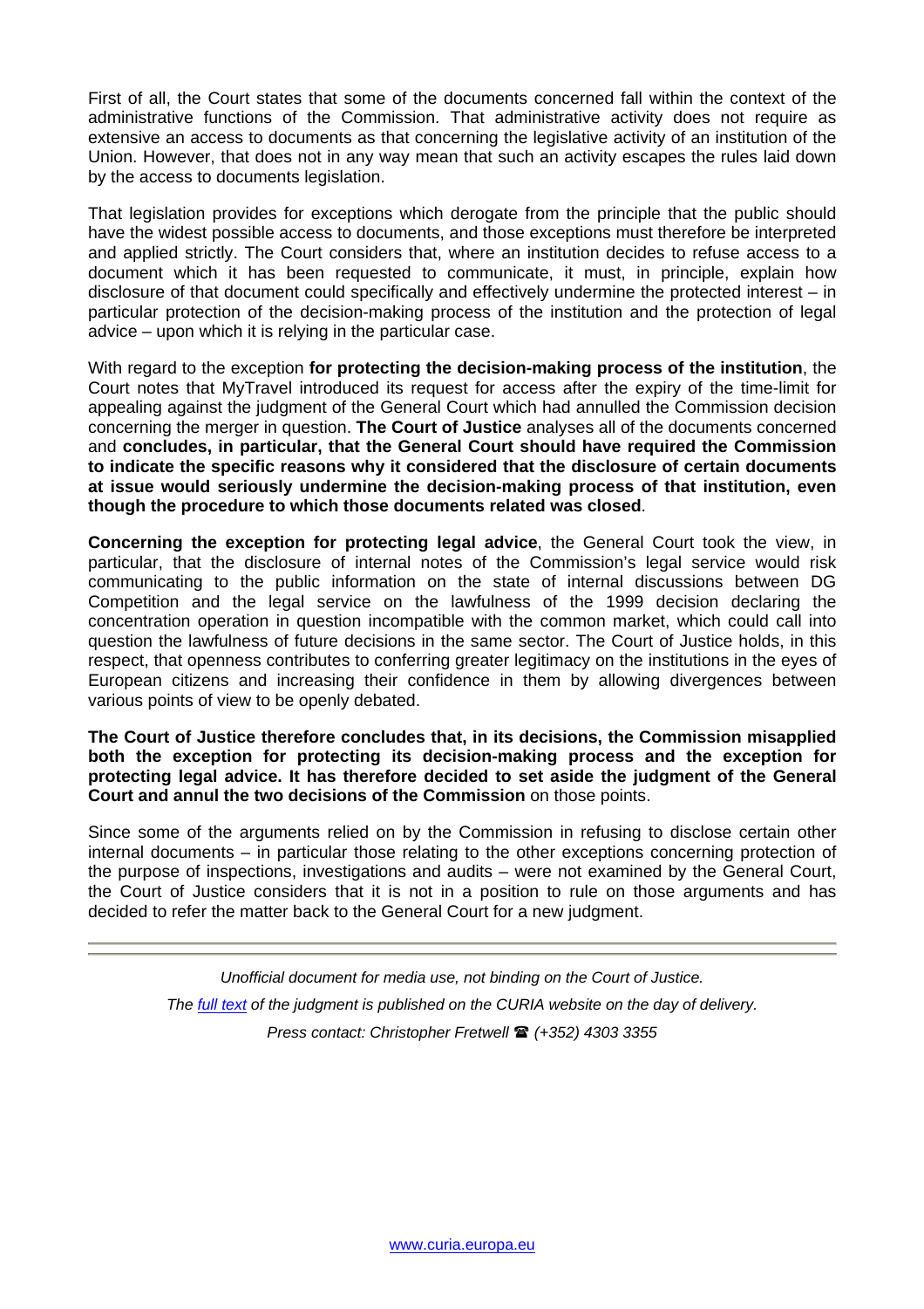First of all, the Court states that some of the documents concerned fall within the context of the administrative functions of the Commission. That administrative activity does not require as extensive an access to documents as that concerning the legislative activity of an institution of the Union. However, that does not in any way mean that such an activity escapes the rules laid down by the access to documents legislation.

That legislation provides for exceptions which derogate from the principle that the public should have the widest possible access to documents, and those exceptions must therefore be interpreted and applied strictly. The Court considers that, where an institution decides to refuse access to a document which it has been requested to communicate, it must, in principle, explain how disclosure of that document could specifically and effectively undermine the protected interest – in particular protection of the decision-making process of the institution and the protection of legal advice – upon which it is relying in the particular case.

With regard to the exception **for protecting the decision-making process of the institution**, the Court notes that MyTravel introduced its request for access after the expiry of the time-limit for appealing against the judgment of the General Court which had annulled the Commission decision concerning the merger in question. **The Court of Justice** analyses all of the documents concerned and **concludes, in particular, that the General Court should have required the Commission to indicate the specific reasons why it considered that the disclosure of certain documents at issue would seriously undermine the decision-making process of that institution, even though the procedure to which those documents related was closed**.

**Concerning the exception for protecting legal advice**, the General Court took the view, in particular, that the disclosure of internal notes of the Commission's legal service would risk communicating to the public information on the state of internal discussions between DG Competition and the legal service on the lawfulness of the 1999 decision declaring the concentration operation in question incompatible with the common market, which could call into question the lawfulness of future decisions in the same sector. The Court of Justice holds, in this respect, that openness contributes to conferring greater legitimacy on the institutions in the eyes of European citizens and increasing their confidence in them by allowing divergences between various points of view to be openly debated.

**The Court of Justice therefore concludes that, in its decisions, the Commission misapplied both the exception for protecting its decision-making process and the exception for protecting legal advice. It has therefore decided to set aside the judgment of the General Court and annul the two decisions of the Commission** on those points.

Since some of the arguments relied on by the Commission in refusing to disclose certain other internal documents – in particular those relating to the other exceptions concerning protection of the purpose of inspections, investigations and audits – were not examined by the General Court, the Court of Justice considers that it is not in a position to rule on those arguments and has decided to refer the matter back to the General Court for a new judgment.

---

*Unofficial document for media use, not binding on the Court of Justice.*

*The full text of the judgment is published on the CURIA website on the day of delivery.*

*Press contact: Christopher Fretwell ☎ (+352) 4303 3355*

www.curia.europa.eu